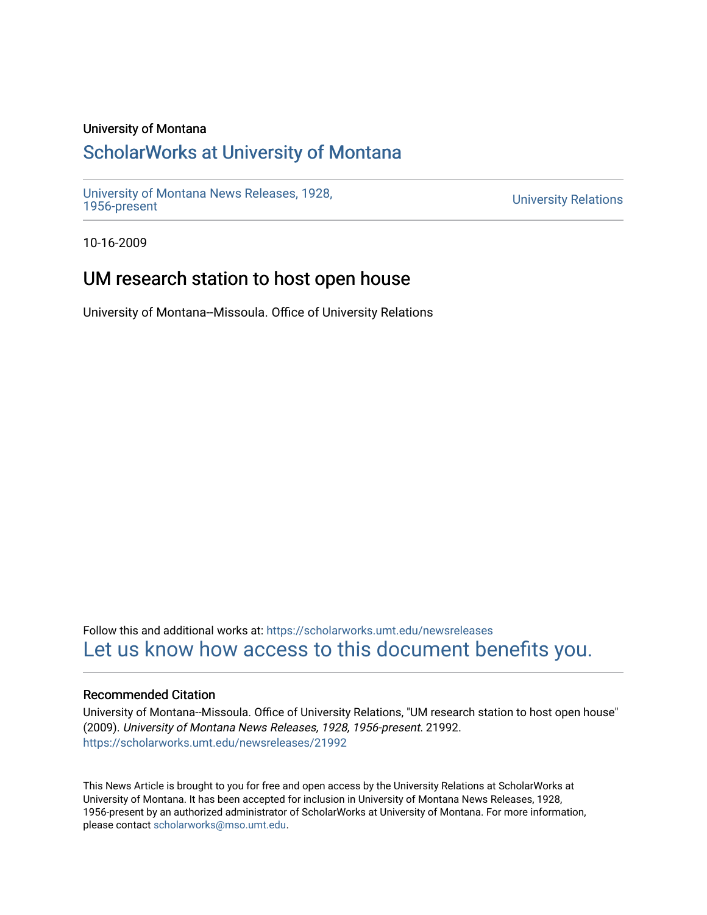University of Montana

# ScholarWorks at University of Montana

University of Montana News Releases, 1928, 1956-present

University Relations

10-16-2009

## UM research station to host open house

University of Montana--Missoula. Office of University Relations

Follow this and additional works at: https://scholarworks.umt.edu/newsreleases

Let us know how access to this document benefits you.

### Recommended Citation

University of Montana--Missoula. Office of University Relations, "UM research station to host open house" (2009). *University of Montana News Releases, 1928, 1956-present*. 21992.
https://scholarworks.umt.edu/newsreleases/21992

This News Article is brought to you for free and open access by the University Relations at ScholarWorks at University of Montana. It has been accepted for inclusion in University of Montana News Releases, 1928, 1956-present by an authorized administrator of ScholarWorks at University of Montana. For more information, please contact scholarworks@mso.umt.edu.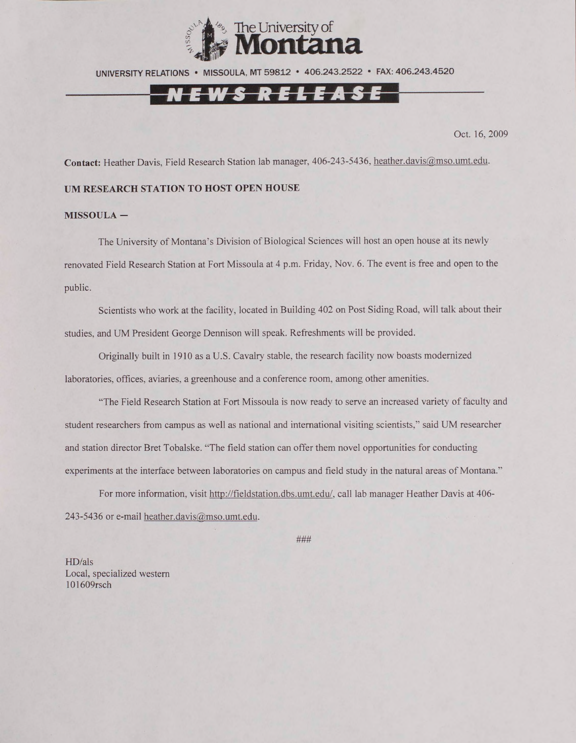The University of Montana

UNIVERSITY RELATIONS • MISSOULA, MT 59812 • 406.243.2522 • FAX: 406.243.4520

NEWS RELEASE

Oct. 16, 2009

**Contact:** Heather Davis, Field Research Station lab manager, 406-243-5436, heather.davis@mso.umt.edu.

**UM RESEARCH STATION TO HOST OPEN HOUSE**

**MISSOULA —**

The University of Montana's Division of Biological Sciences will host an open house at its newly renovated Field Research Station at Fort Missoula at 4 p.m. Friday, Nov. 6. The event is free and open to the public.

Scientists who work at the facility, located in Building 402 on Post Siding Road, will talk about their studies, and UM President George Dennison will speak. Refreshments will be provided.

Originally built in 1910 as a U.S. Cavalry stable, the research facility now boasts modernized laboratories, offices, aviaries, a greenhouse and a conference room, among other amenities.

"The Field Research Station at Fort Missoula is now ready to serve an increased variety of faculty and student researchers from campus as well as national and international visiting scientists," said UM researcher and station director Bret Tobalske. "The field station can offer them novel opportunities for conducting experiments at the interface between laboratories on campus and field study in the natural areas of Montana."

For more information, visit http://fieldstation.dbs.umt.edu/, call lab manager Heather Davis at 406-243-5436 or e-mail heather.davis@mso.umt.edu.

###

HD/als
Local, specialized western
101609rsch